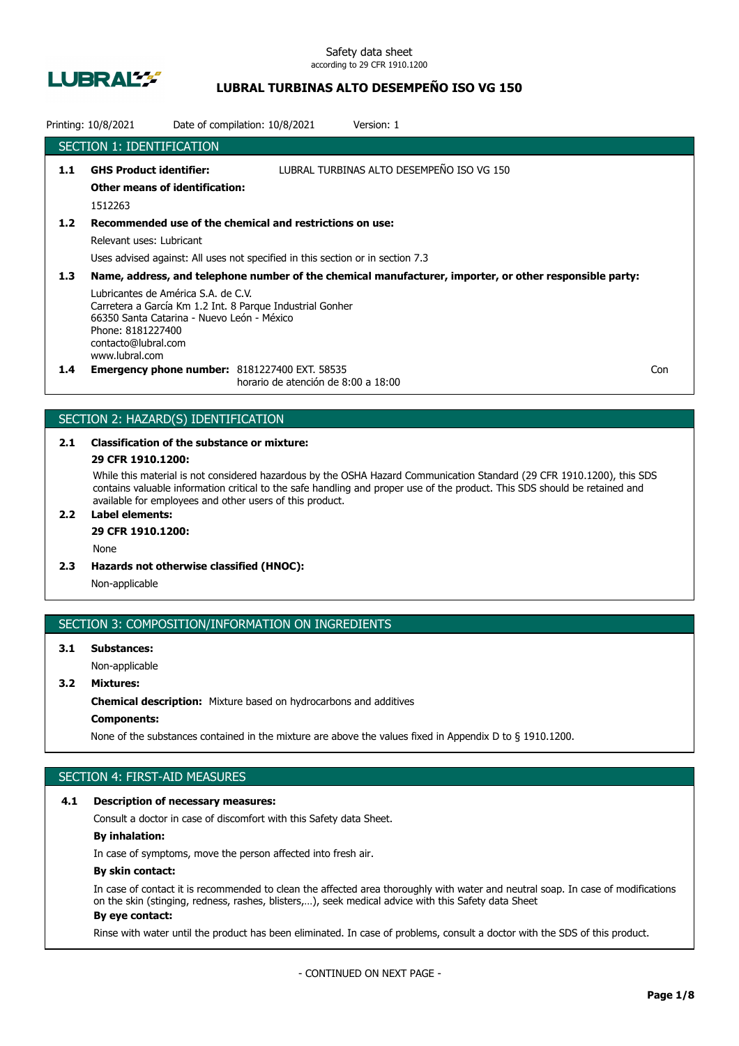Safety data sheet
according to 29 CFR 1910.1200

# LUBRAL TURBINAS ALTO DESEMPEÑO ISO VG 150

Printing: 10/8/2021 Date of compilation: 10/8/2021 Version: 1

## SECTION 1: IDENTIFICATION

**1.1 GHS Product identifier:** LUBRAL TURBINAS ALTO DESEMPEÑO ISO VG 150

**Other means of identification:**

1512263

**1.2 Recommended use of the chemical and restrictions on use:**

Relevant uses: Lubricant

Uses advised against: All uses not specified in this section or in section 7.3

**1.3 Name, address, and telephone number of the chemical manufacturer, importer, or other responsible party:**

Lubricantes de América S.A. de C.V.
Carretera a García Km 1.2 Int. 8 Parque Industrial Gonher
66350 Santa Catarina - Nuevo León - México
Phone: 8181227400
contacto@lubral.com
www.lubral.com

**1.4 Emergency phone number:** 8181227400 EXT. 58535
horario de atención de 8:00 a 18:00 Con

## SECTION 2: HAZARD(S) IDENTIFICATION

**2.1 Classification of the substance or mixture:**

**29 CFR 1910.1200:**

While this material is not considered hazardous by the OSHA Hazard Communication Standard (29 CFR 1910.1200), this SDS contains valuable information critical to the safe handling and proper use of the product. This SDS should be retained and available for employees and other users of this product.

**2.2 Label elements:**

**29 CFR 1910.1200:**

None

**2.3 Hazards not otherwise classified (HNOC):**

Non-applicable

## SECTION 3: COMPOSITION/INFORMATION ON INGREDIENTS

**3.1 Substances:**

Non-applicable

**3.2 Mixtures:**

**Chemical description:** Mixture based on hydrocarbons and additives

**Components:**

None of the substances contained in the mixture are above the values fixed in Appendix D to § 1910.1200.

## SECTION 4: FIRST-AID MEASURES

**4.1 Description of necessary measures:**

Consult a doctor in case of discomfort with this Safety data Sheet.

**By inhalation:**

In case of symptoms, move the person affected into fresh air.

**By skin contact:**

In case of contact it is recommended to clean the affected area thoroughly with water and neutral soap. In case of modifications on the skin (stinging, redness, rashes, blisters,…), seek medical advice with this Safety data Sheet

**By eye contact:**

Rinse with water until the product has been eliminated. In case of problems, consult a doctor with the SDS of this product.

- CONTINUED ON NEXT PAGE -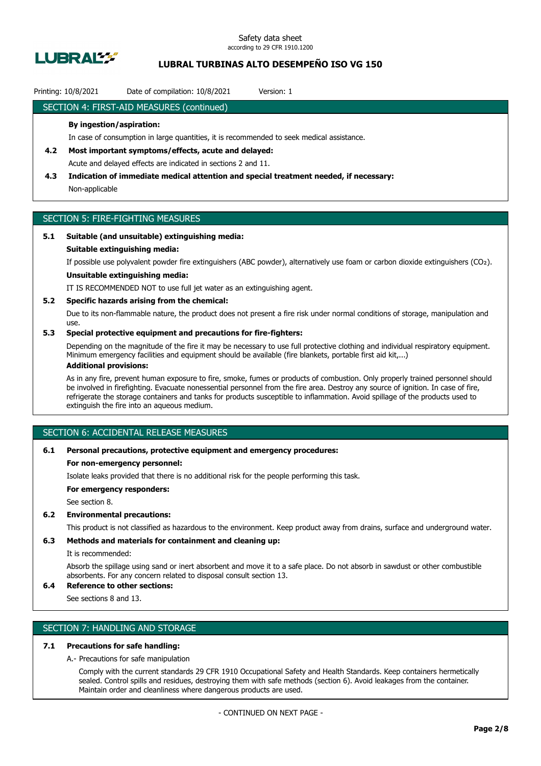## SECTION 4: FIRST-AID MEASURES (continued)

**By ingestion/aspiration:**

In case of consumption in large quantities, it is recommended to seek medical assistance.

**4.2 Most important symptoms/effects, acute and delayed:**

Acute and delayed effects are indicated in sections 2 and 11.

**4.3 Indication of immediate medical attention and special treatment needed, if necessary:**

Non-applicable

## SECTION 5: FIRE-FIGHTING MEASURES

**5.1 Suitable (and unsuitable) extinguishing media:**

**Suitable extinguishing media:**

If possible use polyvalent powder fire extinguishers (ABC powder), alternatively use foam or carbon dioxide extinguishers ($CO_2$).

**Unsuitable extinguishing media:**

IT IS RECOMMENDED NOT to use full jet water as an extinguishing agent.

**5.2 Specific hazards arising from the chemical:**

Due to its non-flammable nature, the product does not present a fire risk under normal conditions of storage, manipulation and use.

**5.3 Special protective equipment and precautions for fire-fighters:**

Depending on the magnitude of the fire it may be necessary to use full protective clothing and individual respiratory equipment. Minimum emergency facilities and equipment should be available (fire blankets, portable first aid kit,...)

**Additional provisions:**

As in any fire, prevent human exposure to fire, smoke, fumes or products of combustion. Only properly trained personnel should be involved in firefighting. Evacuate nonessential personnel from the fire area. Destroy any source of ignition. In case of fire, refrigerate the storage containers and tanks for products susceptible to inflammation. Avoid spillage of the products used to extinguish the fire into an aqueous medium.

## SECTION 6: ACCIDENTAL RELEASE MEASURES

**6.1 Personal precautions, protective equipment and emergency procedures:**

**For non-emergency personnel:**

Isolate leaks provided that there is no additional risk for the people performing this task.

**For emergency responders:**

See section 8.

**6.2 Environmental precautions:**

This product is not classified as hazardous to the environment. Keep product away from drains, surface and underground water.

**6.3 Methods and materials for containment and cleaning up:**

It is recommended:

Absorb the spillage using sand or inert absorbent and move it to a safe place. Do not absorb in sawdust or other combustible absorbents. For any concern related to disposal consult section 13.

**6.4 Reference to other sections:**

See sections 8 and 13.

## SECTION 7: HANDLING AND STORAGE

**7.1 Precautions for safe handling:**

A.- Precautions for safe manipulation

Comply with the current standards 29 CFR 1910 Occupational Safety and Health Standards. Keep containers hermetically sealed. Control spills and residues, destroying them with safe methods (section 6). Avoid leakages from the container. Maintain order and cleanliness where dangerous products are used.

- CONTINUED ON NEXT PAGE -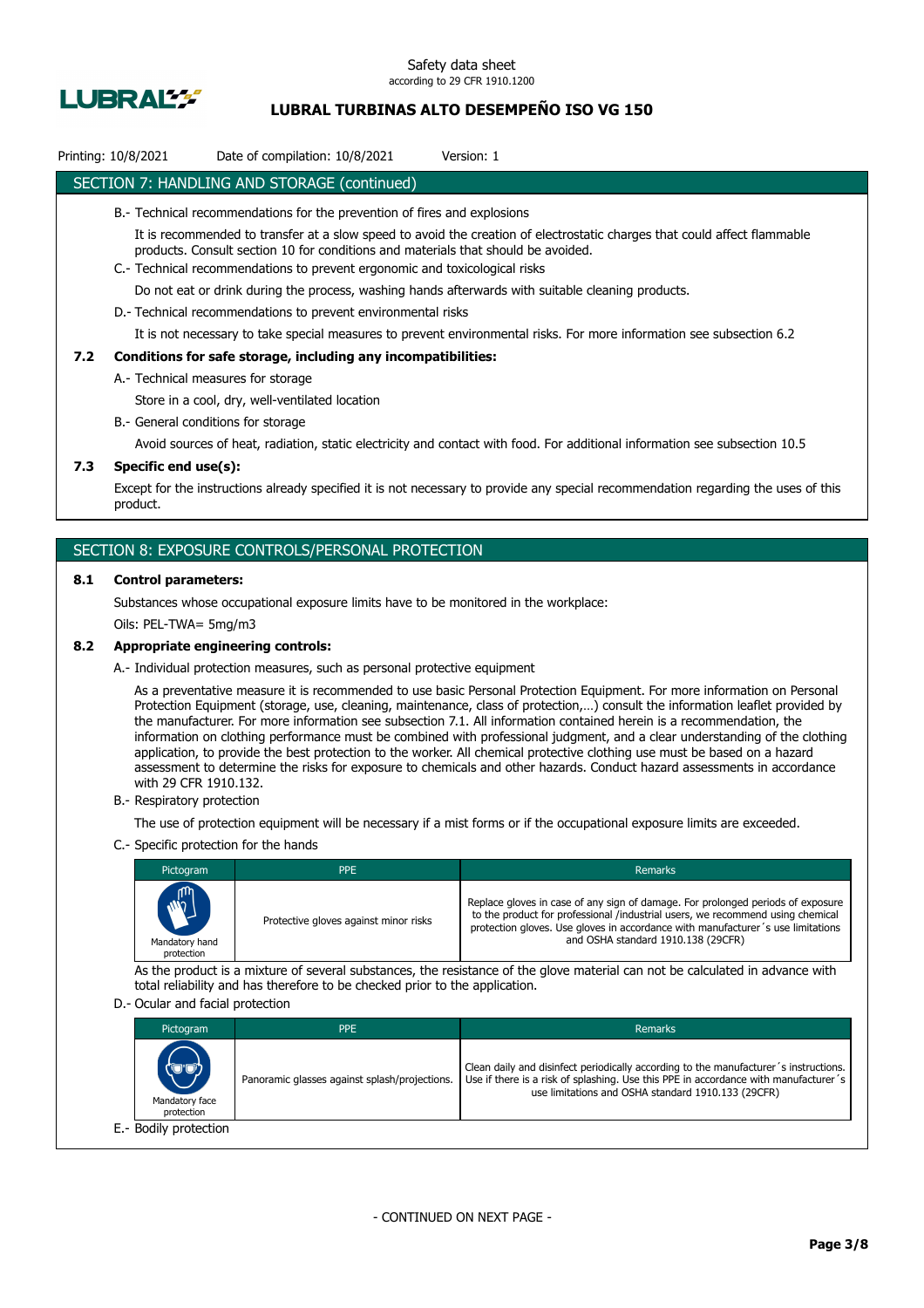## SECTION 7: HANDLING AND STORAGE (continued)

B.- Technical recommendations for the prevention of fires and explosions

It is recommended to transfer at a slow speed to avoid the creation of electrostatic charges that could affect flammable products. Consult section 10 for conditions and materials that should be avoided.

C.- Technical recommendations to prevent ergonomic and toxicological risks

Do not eat or drink during the process, washing hands afterwards with suitable cleaning products.

D.- Technical recommendations to prevent environmental risks

It is not necessary to take special measures to prevent environmental risks. For more information see subsection 6.2

### 7.2 Conditions for safe storage, including any incompatibilities:

A.- Technical measures for storage

Store in a cool, dry, well-ventilated location

B.- General conditions for storage

Avoid sources of heat, radiation, static electricity and contact with food. For additional information see subsection 10.5

### 7.3 Specific end use(s):

Except for the instructions already specified it is not necessary to provide any special recommendation regarding the uses of this product.

## SECTION 8: EXPOSURE CONTROLS/PERSONAL PROTECTION

### 8.1 Control parameters:

Substances whose occupational exposure limits have to be monitored in the workplace:

Oils: PEL-TWA= 5mg/m3

### 8.2 Appropriate engineering controls:

A.- Individual protection measures, such as personal protective equipment

As a preventative measure it is recommended to use basic Personal Protection Equipment. For more information on Personal Protection Equipment (storage, use, cleaning, maintenance, class of protection,…) consult the information leaflet provided by the manufacturer. For more information see subsection 7.1. All information contained herein is a recommendation, the information on clothing performance must be combined with professional judgment, and a clear understanding of the clothing application, to provide the best protection to the worker. All chemical protective clothing use must be based on a hazard assessment to determine the risks for exposure to chemicals and other hazards. Conduct hazard assessments in accordance with 29 CFR 1910.132.

B.- Respiratory protection

The use of protection equipment will be necessary if a mist forms or if the occupational exposure limits are exceeded.

C.- Specific protection for the hands

| Pictogram | PPE | Remarks |
|---|---|---|
| Mandatory hand protection | Protective gloves against minor risks | Replace gloves in case of any sign of damage. For prolonged periods of exposure to the product for professional /industrial users, we recommend using chemical protection gloves. Use gloves in accordance with manufacturer´s use limitations and OSHA standard 1910.138 (29CFR) |

As the product is a mixture of several substances, the resistance of the glove material can not be calculated in advance with total reliability and has therefore to be checked prior to the application.

D.- Ocular and facial protection

| Pictogram | PPE | Remarks |
|---|---|---|
| Mandatory face protection | Panoramic glasses against splash/projections. | Clean daily and disinfect periodically according to the manufacturer´s instructions. Use if there is a risk of splashing. Use this PPE in accordance with manufacturer´s use limitations and OSHA standard 1910.133 (29CFR) |

E.- Bodily protection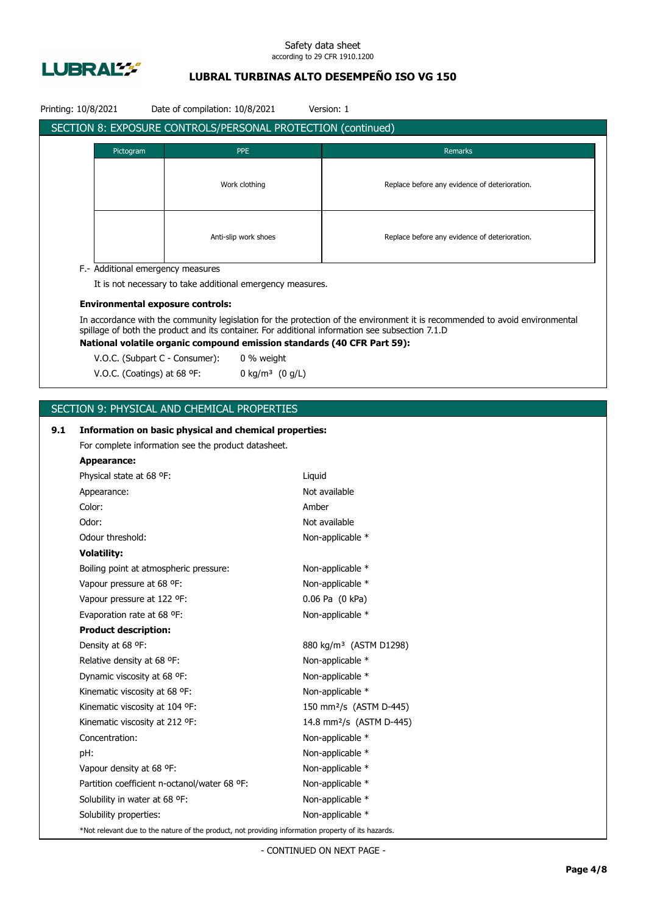## SECTION 8: EXPOSURE CONTROLS/PERSONAL PROTECTION (continued)

| Pictogram | PPE | Remarks |
| --- | --- | --- |
| | Work clothing | Replace before any evidence of deterioration. |
| | Anti-slip work shoes | Replace before any evidence of deterioration. |

F.- Additional emergency measures

It is not necessary to take additional emergency measures.

**Environmental exposure controls:**

In accordance with the community legislation for the protection of the environment it is recommended to avoid environmental spillage of both the product and its container. For additional information see subsection 7.1.D

**National volatile organic compound emission standards (40 CFR Part 59):**

V.O.C. (Subpart C - Consumer): 0 % weight

V.O.C. (Coatings) at 68 ºF: 0 kg/m³ (0 g/L)

## SECTION 9: PHYSICAL AND CHEMICAL PROPERTIES

**9.1 Information on basic physical and chemical properties:**

For complete information see the product datasheet.

**Appearance:**

| | |
| --- | --- |
| Physical state at 68 ºF: | Liquid |
| Appearance: | Not available |
| Color: | Amber |
| Odor: | Not available |
| Odour threshold: | Non-applicable * |

**Volatility:**

| | |
| --- | --- |
| Boiling point at atmospheric pressure: | Non-applicable * |
| Vapour pressure at 68 ºF: | Non-applicable * |
| Vapour pressure at 122 ºF: | 0.06 Pa (0 kPa) |
| Evaporation rate at 68 ºF: | Non-applicable * |

**Product description:**

| | |
| --- | --- |
| Density at 68 ºF: | 880 kg/m³ (ASTM D1298) |
| Relative density at 68 ºF: | Non-applicable * |
| Dynamic viscosity at 68 ºF: | Non-applicable * |
| Kinematic viscosity at 68 ºF: | Non-applicable * |
| Kinematic viscosity at 104 ºF: | 150 mm²/s (ASTM D-445) |
| Kinematic viscosity at 212 ºF: | 14.8 mm²/s (ASTM D-445) |
| Concentration: | Non-applicable * |
| pH: | Non-applicable * |
| Vapour density at 68 ºF: | Non-applicable * |
| Partition coefficient n-octanol/water 68 ºF: | Non-applicable * |
| Solubility in water at 68 ºF: | Non-applicable * |
| Solubility properties: | Non-applicable * |

*Not relevant due to the nature of the product, not providing information property of its hazards.

- CONTINUED ON NEXT PAGE -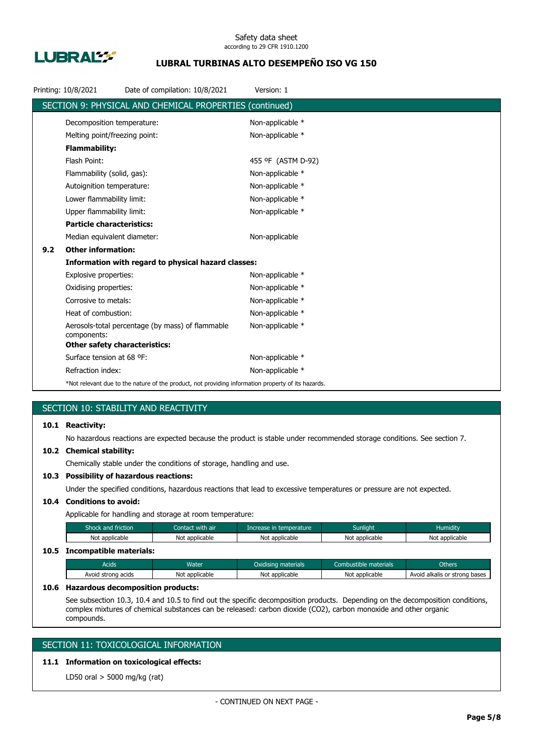## SECTION 9: PHYSICAL AND CHEMICAL PROPERTIES (continued)

| | |
|---|---|
| Decomposition temperature: | Non-applicable * |
| Melting point/freezing point: | Non-applicable * |
| **Flammability:** | |
| Flash Point: | 455 ºF (ASTM D-92) |
| Flammability (solid, gas): | Non-applicable * |
| Autoignition temperature: | Non-applicable * |
| Lower flammability limit: | Non-applicable * |
| Upper flammability limit: | Non-applicable * |
| **Particle characteristics:** | |
| Median equivalent diameter: | Non-applicable |

**9.2 Other information:**

**Information with regard to physical hazard classes:**

| | |
|---|---|
| Explosive properties: | Non-applicable * |
| Oxidising properties: | Non-applicable * |
| Corrosive to metals: | Non-applicable * |
| Heat of combustion: | Non-applicable * |
| Aerosols-total percentage (by mass) of flammable components: | Non-applicable * |
| **Other safety characteristics:** | |
| Surface tension at 68 ºF: | Non-applicable * |
| Refraction index: | Non-applicable * |

*Not relevant due to the nature of the product, not providing information property of its hazards.

## SECTION 10: STABILITY AND REACTIVITY

**10.1 Reactivity:**

No hazardous reactions are expected because the product is stable under recommended storage conditions. See section 7.

**10.2 Chemical stability:**

Chemically stable under the conditions of storage, handling and use.

**10.3 Possibility of hazardous reactions:**

Under the specified conditions, hazardous reactions that lead to excessive temperatures or pressure are not expected.

**10.4 Conditions to avoid:**

Applicable for handling and storage at room temperature:

| Shock and friction | Contact with air | Increase in temperature | Sunlight | Humidity |
|---|---|---|---|---|
| Not applicable | Not applicable | Not applicable | Not applicable | Not applicable |

**10.5 Incompatible materials:**

| Acids | Water | Oxidising materials | Combustible materials | Others |
|---|---|---|---|---|
| Avoid strong acids | Not applicable | Not applicable | Not applicable | Avoid alkalis or strong bases |

**10.6 Hazardous decomposition products:**

See subsection 10.3, 10.4 and 10.5 to find out the specific decomposition products. Depending on the decomposition conditions, complex mixtures of chemical substances can be released: carbon dioxide ($CO_2$), carbon monoxide and other organic compounds.

## SECTION 11: TOXICOLOGICAL INFORMATION

**11.1 Information on toxicological effects:**

LD50 oral > 5000 mg/kg (rat)

- CONTINUED ON NEXT PAGE -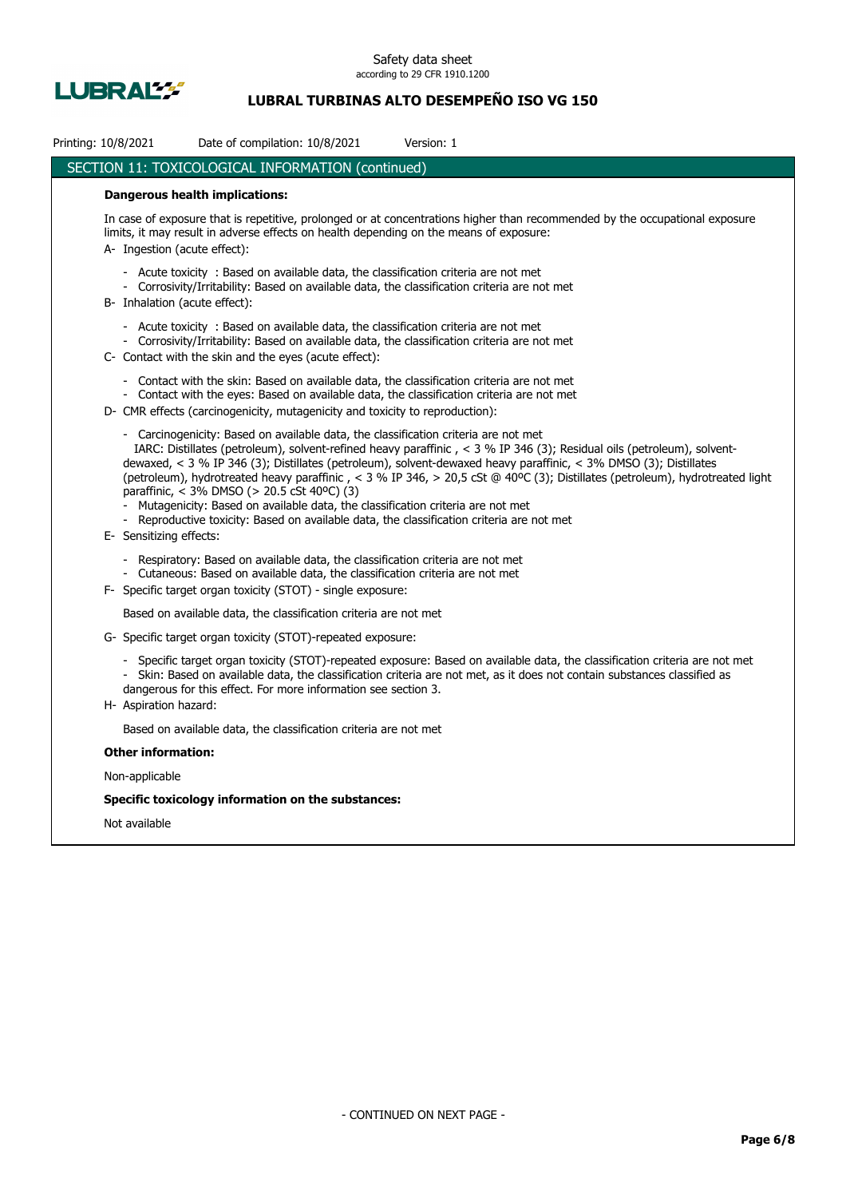## SECTION 11: TOXICOLOGICAL INFORMATION (continued)

**Dangerous health implications:**

In case of exposure that is repetitive, prolonged or at concentrations higher than recommended by the occupational exposure limits, it may result in adverse effects on health depending on the means of exposure:

A- Ingestion (acute effect):

- Acute toxicity : Based on available data, the classification criteria are not met
- Corrosivity/Irritability: Based on available data, the classification criteria are not met

B- Inhalation (acute effect):

- Acute toxicity : Based on available data, the classification criteria are not met
- Corrosivity/Irritability: Based on available data, the classification criteria are not met

C- Contact with the skin and the eyes (acute effect):

- Contact with the skin: Based on available data, the classification criteria are not met
- Contact with the eyes: Based on available data, the classification criteria are not met

D- CMR effects (carcinogenicity, mutagenicity and toxicity to reproduction):

- Carcinogenicity: Based on available data, the classification criteria are not met
  IARC: Distillates (petroleum), solvent-refined heavy paraffinic , < 3 % IP 346 (3); Residual oils (petroleum), solvent-dewaxed, < 3 % IP 346 (3); Distillates (petroleum), solvent-dewaxed heavy paraffinic, < 3% DMSO (3); Distillates (petroleum), hydrotreated heavy paraffinic , < 3 % IP 346, > 20,5 cSt @ 40ºC (3); Distillates (petroleum), hydrotreated light paraffinic, < 3% DMSO (> 20.5 cSt 40ºC) (3)
- Mutagenicity: Based on available data, the classification criteria are not met
- Reproductive toxicity: Based on available data, the classification criteria are not met

E- Sensitizing effects:

- Respiratory: Based on available data, the classification criteria are not met
- Cutaneous: Based on available data, the classification criteria are not met

F- Specific target organ toxicity (STOT) - single exposure:

Based on available data, the classification criteria are not met

G- Specific target organ toxicity (STOT)-repeated exposure:

- Specific target organ toxicity (STOT)-repeated exposure: Based on available data, the classification criteria are not met
- Skin: Based on available data, the classification criteria are not met, as it does not contain substances classified as dangerous for this effect. For more information see section 3.

H- Aspiration hazard:

Based on available data, the classification criteria are not met

**Other information:**

Non-applicable

**Specific toxicology information on the substances:**

Not available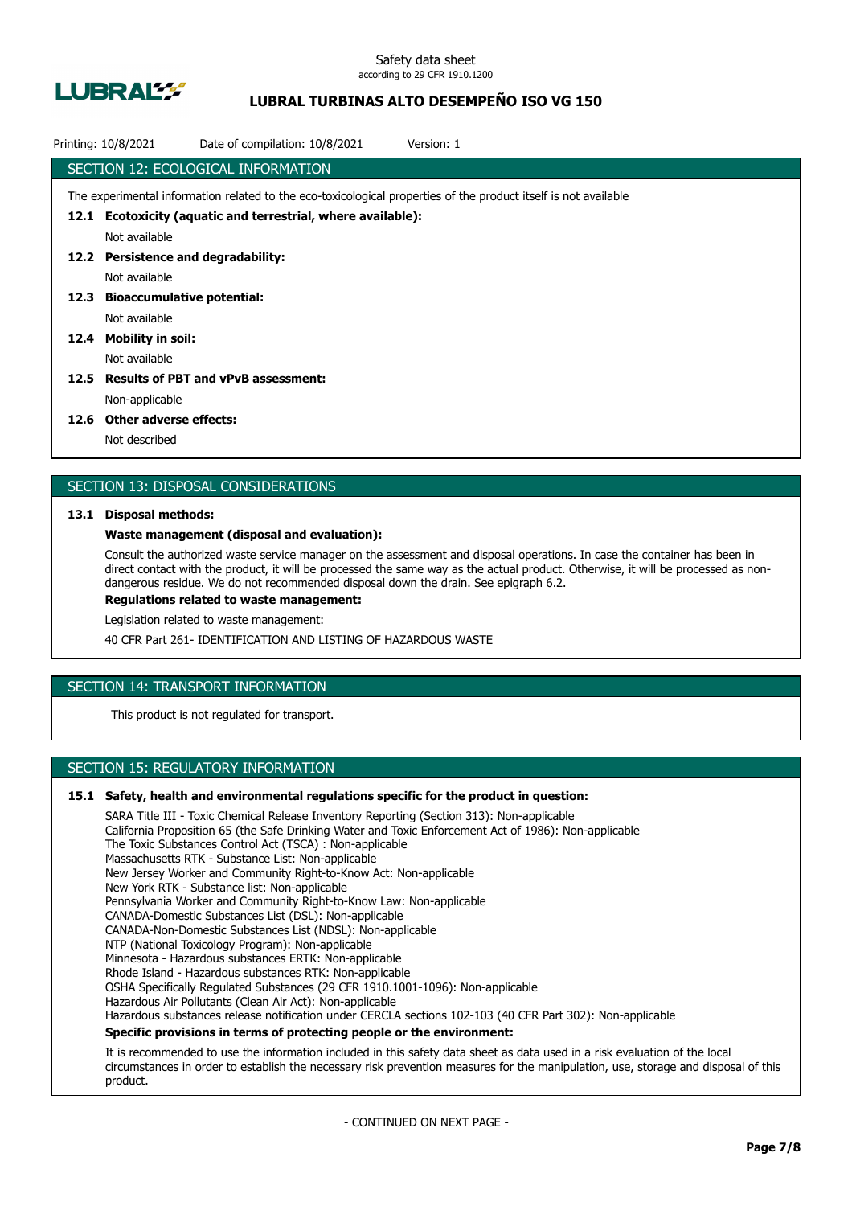## SECTION 12: ECOLOGICAL INFORMATION

The experimental information related to the eco-toxicological properties of the product itself is not available

**12.1 Ecotoxicity (aquatic and terrestrial, where available):**

Not available

**12.2 Persistence and degradability:**

Not available

**12.3 Bioaccumulative potential:**

Not available

**12.4 Mobility in soil:**

Not available

**12.5 Results of PBT and vPvB assessment:**

Non-applicable

**12.6 Other adverse effects:**

Not described

## SECTION 13: DISPOSAL CONSIDERATIONS

**13.1 Disposal methods:**

**Waste management (disposal and evaluation):**

Consult the authorized waste service manager on the assessment and disposal operations. In case the container has been in direct contact with the product, it will be processed the same way as the actual product. Otherwise, it will be processed as non-dangerous residue. We do not recommended disposal down the drain. See epigraph 6.2.

**Regulations related to waste management:**

Legislation related to waste management:

40 CFR Part 261- IDENTIFICATION AND LISTING OF HAZARDOUS WASTE

## SECTION 14: TRANSPORT INFORMATION

This product is not regulated for transport.

## SECTION 15: REGULATORY INFORMATION

**15.1 Safety, health and environmental regulations specific for the product in question:**

SARA Title III - Toxic Chemical Release Inventory Reporting (Section 313): Non-applicable
California Proposition 65 (the Safe Drinking Water and Toxic Enforcement Act of 1986): Non-applicable
The Toxic Substances Control Act (TSCA) : Non-applicable
Massachusetts RTK - Substance List: Non-applicable
New Jersey Worker and Community Right-to-Know Act: Non-applicable
New York RTK - Substance list: Non-applicable
Pennsylvania Worker and Community Right-to-Know Law: Non-applicable
CANADA-Domestic Substances List (DSL): Non-applicable
CANADA-Non-Domestic Substances List (NDSL): Non-applicable
NTP (National Toxicology Program): Non-applicable
Minnesota - Hazardous substances ERTK: Non-applicable
Rhode Island - Hazardous substances RTK: Non-applicable
OSHA Specifically Regulated Substances (29 CFR 1910.1001-1096): Non-applicable
Hazardous Air Pollutants (Clean Air Act): Non-applicable
Hazardous substances release notification under CERCLA sections 102-103 (40 CFR Part 302): Non-applicable

**Specific provisions in terms of protecting people or the environment:**

It is recommended to use the information included in this safety data sheet as data used in a risk evaluation of the local circumstances in order to establish the necessary risk prevention measures for the manipulation, use, storage and disposal of this product.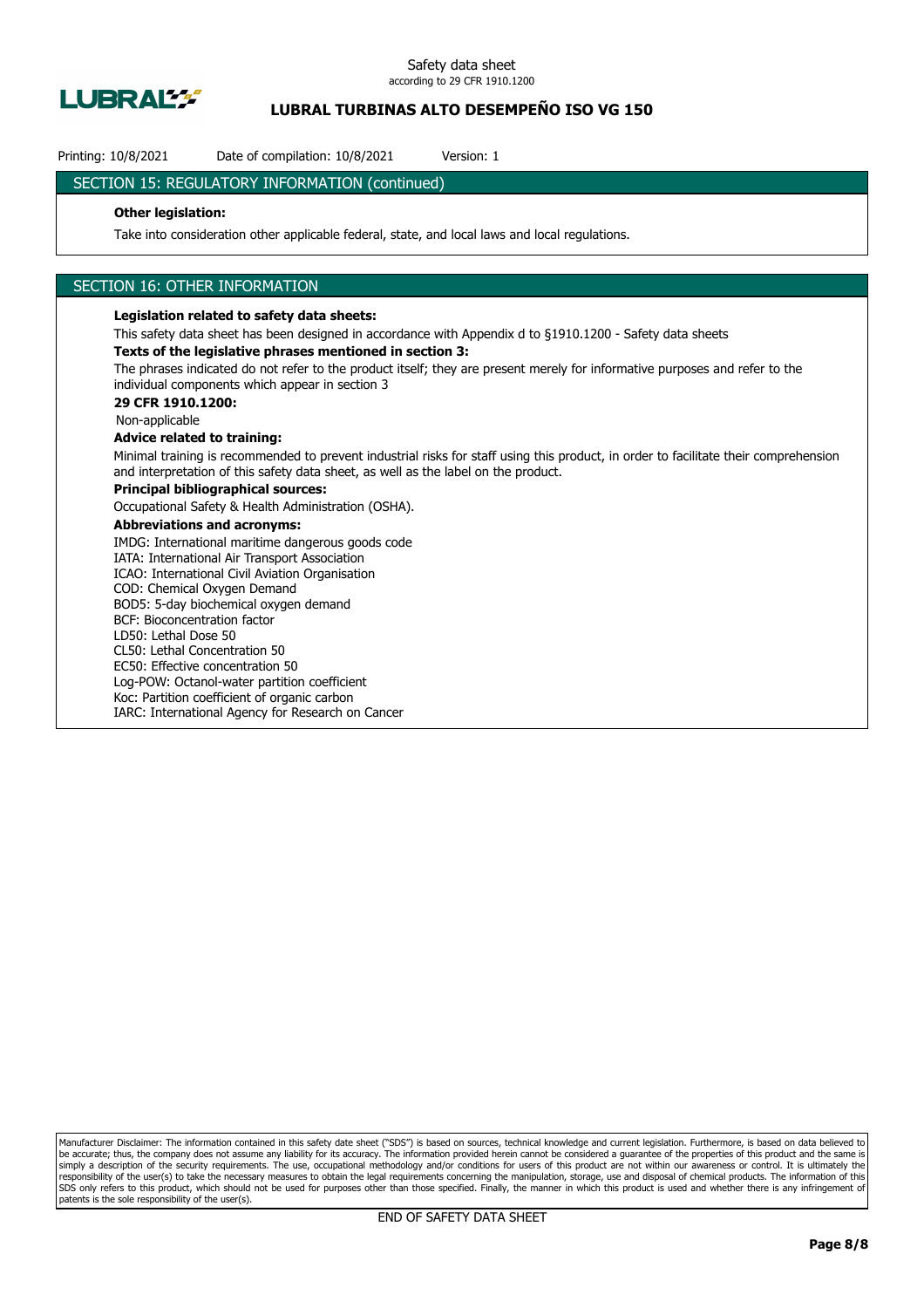## SECTION 15: REGULATORY INFORMATION (continued)

**Other legislation:**

Take into consideration other applicable federal, state, and local laws and local regulations.

## SECTION 16: OTHER INFORMATION

**Legislation related to safety data sheets:**

This safety data sheet has been designed in accordance with Appendix d to §1910.1200 - Safety data sheets

**Texts of the legislative phrases mentioned in section 3:**

The phrases indicated do not refer to the product itself; they are present merely for informative purposes and refer to the individual components which appear in section 3

**29 CFR 1910.1200:**

Non-applicable

**Advice related to training:**

Minimal training is recommended to prevent industrial risks for staff using this product, in order to facilitate their comprehension and interpretation of this safety data sheet, as well as the label on the product.

**Principal bibliographical sources:**

Occupational Safety & Health Administration (OSHA).

**Abbreviations and acronyms:**

IMDG: International maritime dangerous goods code
IATA: International Air Transport Association
ICAO: International Civil Aviation Organisation
COD: Chemical Oxygen Demand
BOD5: 5-day biochemical oxygen demand
BCF: Bioconcentration factor
LD50: Lethal Dose 50
CL50: Lethal Concentration 50
EC50: Effective concentration 50
Log-POW: Octanol-water partition coefficient
Koc: Partition coefficient of organic carbon
IARC: International Agency for Research on Cancer

Manufacturer Disclaimer: The information contained in this safety date sheet ("SDS") is based on sources, technical knowledge and current legislation. Furthermore, is based on data believed to be accurate; thus, the company does not assume any liability for its accuracy. The information provided herein cannot be considered a guarantee of the properties of this product and the same is simply a description of the security requirements. The use, occupational methodology and/or conditions for users of this product are not within our awareness or control. It is ultimately the responsibility of the user(s) to take the necessary measures to obtain the legal requirements concerning the manipulation, storage, use and disposal of chemical products. The information of this SDS only refers to this product, which should not be used for purposes other than those specified. Finally, the manner in which this product is used and whether there is any infringement of patents is the sole responsibility of the user(s).

END OF SAFETY DATA SHEET